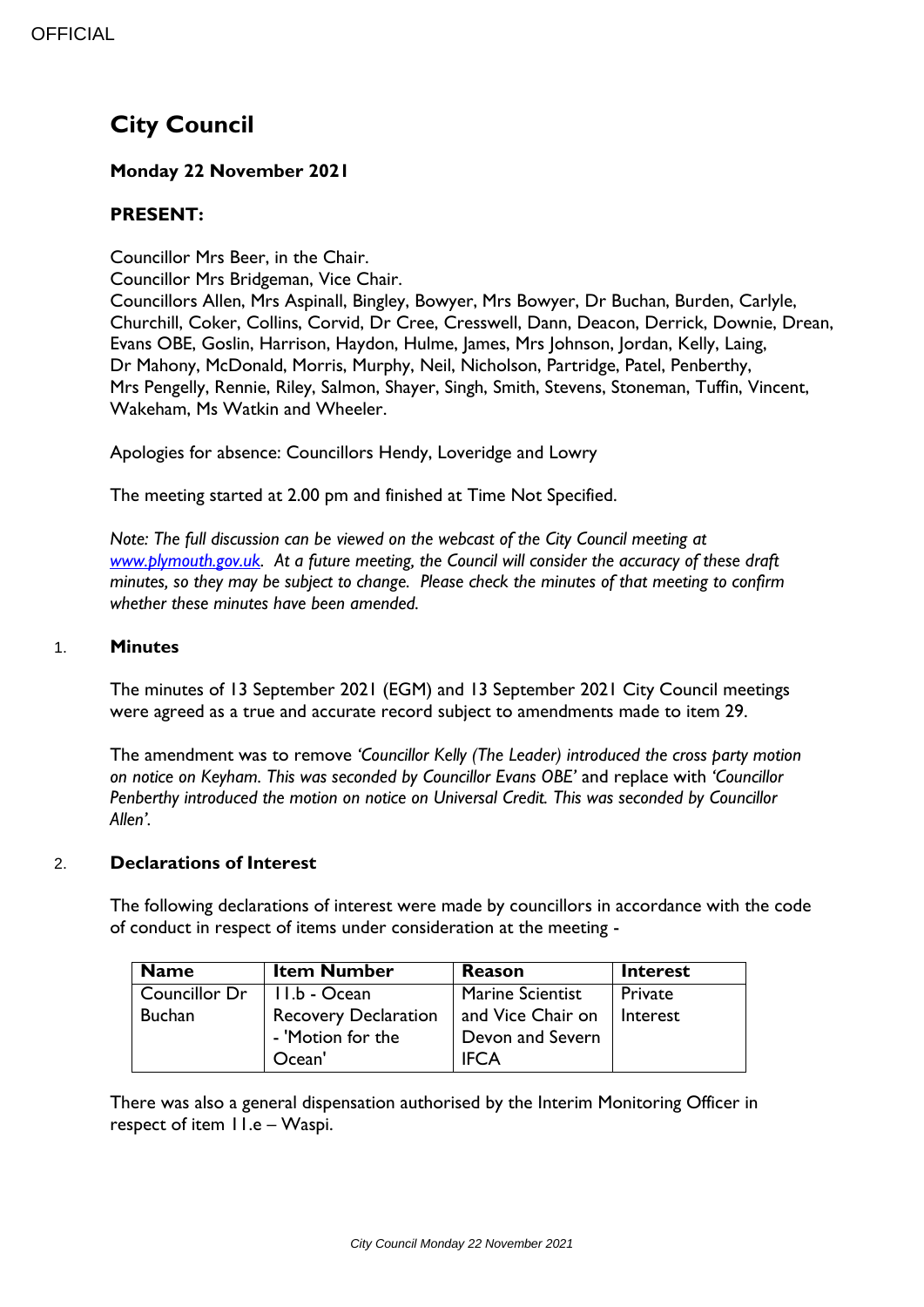# City Council

**Monday 22 November 2021**

**PRESENT:**

Councillor Mrs Beer, in the Chair.
Councillor Mrs Bridgeman, Vice Chair.
Councillors Allen, Mrs Aspinall, Bingley, Bowyer, Mrs Bowyer, Dr Buchan, Burden, Carlyle, Churchill, Coker, Collins, Corvid, Dr Cree, Cresswell, Dann, Deacon, Derrick, Downie, Drean, Evans OBE, Goslin, Harrison, Haydon, Hulme, James, Mrs Johnson, Jordan, Kelly, Laing, Dr Mahony, McDonald, Morris, Murphy, Neil, Nicholson, Partridge, Patel, Penberthy, Mrs Pengelly, Rennie, Riley, Salmon, Shayer, Singh, Smith, Stevens, Stoneman, Tuffin, Vincent, Wakeham, Ms Watkin and Wheeler.

Apologies for absence: Councillors Hendy, Loveridge and Lowry

The meeting started at 2.00 pm and finished at Time Not Specified.

*Note: The full discussion can be viewed on the webcast of the City Council meeting at [www.plymouth.gov.uk](www.plymouth.gov.uk). At a future meeting, the Council will consider the accuracy of these draft minutes, so they may be subject to change. Please check the minutes of that meeting to confirm whether these minutes have been amended.*

## 1. Minutes

The minutes of 13 September 2021 (EGM) and 13 September 2021 City Council meetings were agreed as a true and accurate record subject to amendments made to item 29.

The amendment was to remove *'Councillor Kelly (The Leader) introduced the cross party motion on notice on Keyham. This was seconded by Councillor Evans OBE'* and replace with *'Councillor Penberthy introduced the motion on notice on Universal Credit. This was seconded by Councillor Allen'.*

## 2. Declarations of Interest

The following declarations of interest were made by councillors in accordance with the code of conduct in respect of items under consideration at the meeting -

| Name | Item Number | Reason | Interest |
|---|---|---|---|
| Councillor Dr Buchan | 11.b - Ocean Recovery Declaration - 'Motion for the Ocean' | Marine Scientist and Vice Chair on Devon and Severn IFCA | Private Interest |

There was also a general dispensation authorised by the Interim Monitoring Officer in respect of item 11.e – Waspi.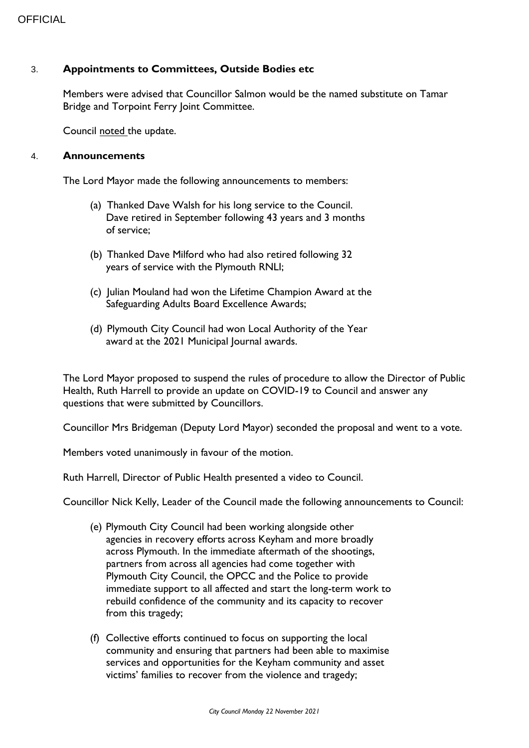## 3. Appointments to Committees, Outside Bodies etc

Members were advised that Councillor Salmon would be the named substitute on Tamar Bridge and Torpoint Ferry Joint Committee.

Council noted the update.

## 4. Announcements

The Lord Mayor made the following announcements to members:

(a) Thanked Dave Walsh for his long service to the Council. Dave retired in September following 43 years and 3 months of service;

(b) Thanked Dave Milford who had also retired following 32 years of service with the Plymouth RNLI;

(c) Julian Mouland had won the Lifetime Champion Award at the Safeguarding Adults Board Excellence Awards;

(d) Plymouth City Council had won Local Authority of the Year award at the 2021 Municipal Journal awards.

The Lord Mayor proposed to suspend the rules of procedure to allow the Director of Public Health, Ruth Harrell to provide an update on COVID-19 to Council and answer any questions that were submitted by Councillors.

Councillor Mrs Bridgeman (Deputy Lord Mayor) seconded the proposal and went to a vote.

Members voted unanimously in favour of the motion.

Ruth Harrell, Director of Public Health presented a video to Council.

Councillor Nick Kelly, Leader of the Council made the following announcements to Council:

(e) Plymouth City Council had been working alongside other agencies in recovery efforts across Keyham and more broadly across Plymouth. In the immediate aftermath of the shootings, partners from across all agencies had come together with Plymouth City Council, the OPCC and the Police to provide immediate support to all affected and start the long-term work to rebuild confidence of the community and its capacity to recover from this tragedy;

(f) Collective efforts continued to focus on supporting the local community and ensuring that partners had been able to maximise services and opportunities for the Keyham community and asset victims' families to recover from the violence and tragedy;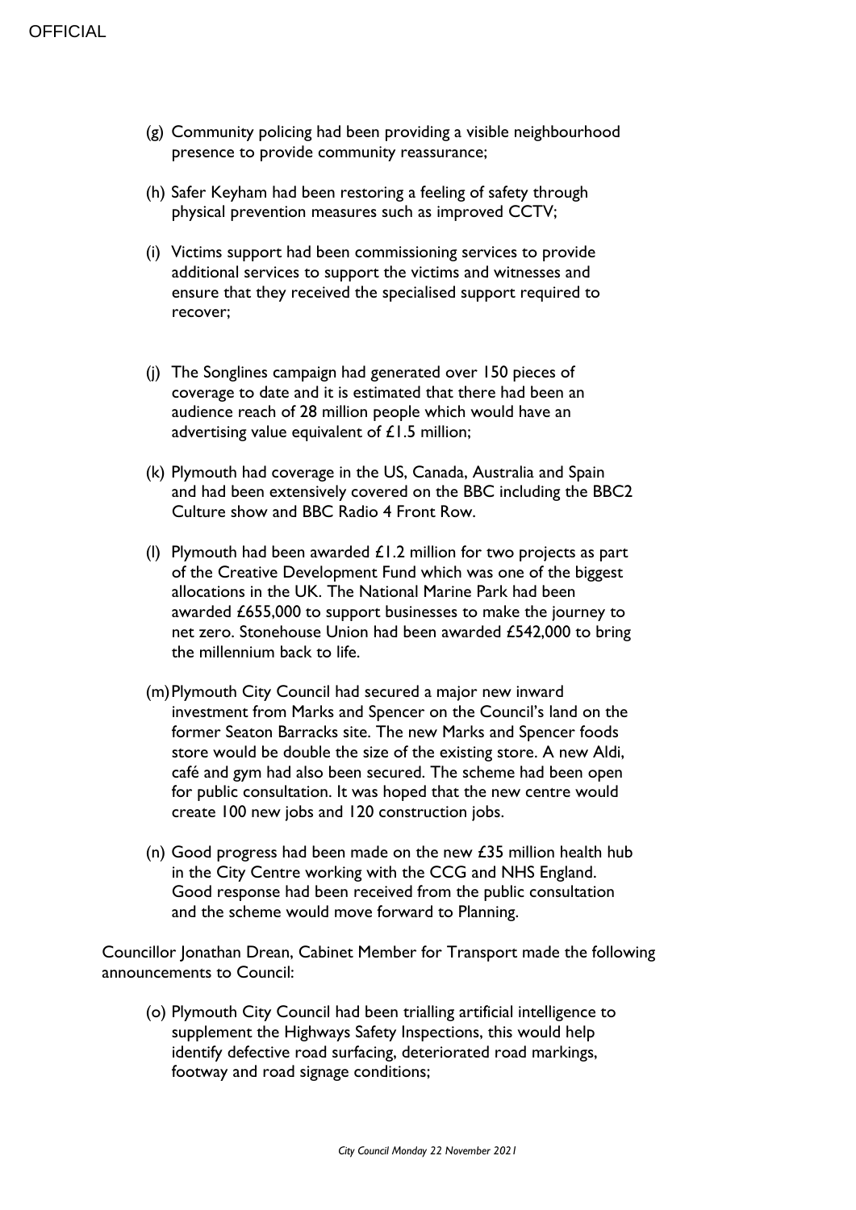(g) Community policing had been providing a visible neighbourhood presence to provide community reassurance;

(h) Safer Keyham had been restoring a feeling of safety through physical prevention measures such as improved CCTV;

(i) Victims support had been commissioning services to provide additional services to support the victims and witnesses and ensure that they received the specialised support required to recover;

(j) The Songlines campaign had generated over 150 pieces of coverage to date and it is estimated that there had been an audience reach of 28 million people which would have an advertising value equivalent of £1.5 million;

(k) Plymouth had coverage in the US, Canada, Australia and Spain and had been extensively covered on the BBC including the BBC2 Culture show and BBC Radio 4 Front Row.

(l) Plymouth had been awarded £1.2 million for two projects as part of the Creative Development Fund which was one of the biggest allocations in the UK. The National Marine Park had been awarded £655,000 to support businesses to make the journey to net zero. Stonehouse Union had been awarded £542,000 to bring the millennium back to life.

(m) Plymouth City Council had secured a major new inward investment from Marks and Spencer on the Council's land on the former Seaton Barracks site. The new Marks and Spencer foods store would be double the size of the existing store. A new Aldi, café and gym had also been secured. The scheme had been open for public consultation. It was hoped that the new centre would create 100 new jobs and 120 construction jobs.

(n) Good progress had been made on the new £35 million health hub in the City Centre working with the CCG and NHS England. Good response had been received from the public consultation and the scheme would move forward to Planning.

Councillor Jonathan Drean, Cabinet Member for Transport made the following announcements to Council:

(o) Plymouth City Council had been trialling artificial intelligence to supplement the Highways Safety Inspections, this would help identify defective road surfacing, deteriorated road markings, footway and road signage conditions;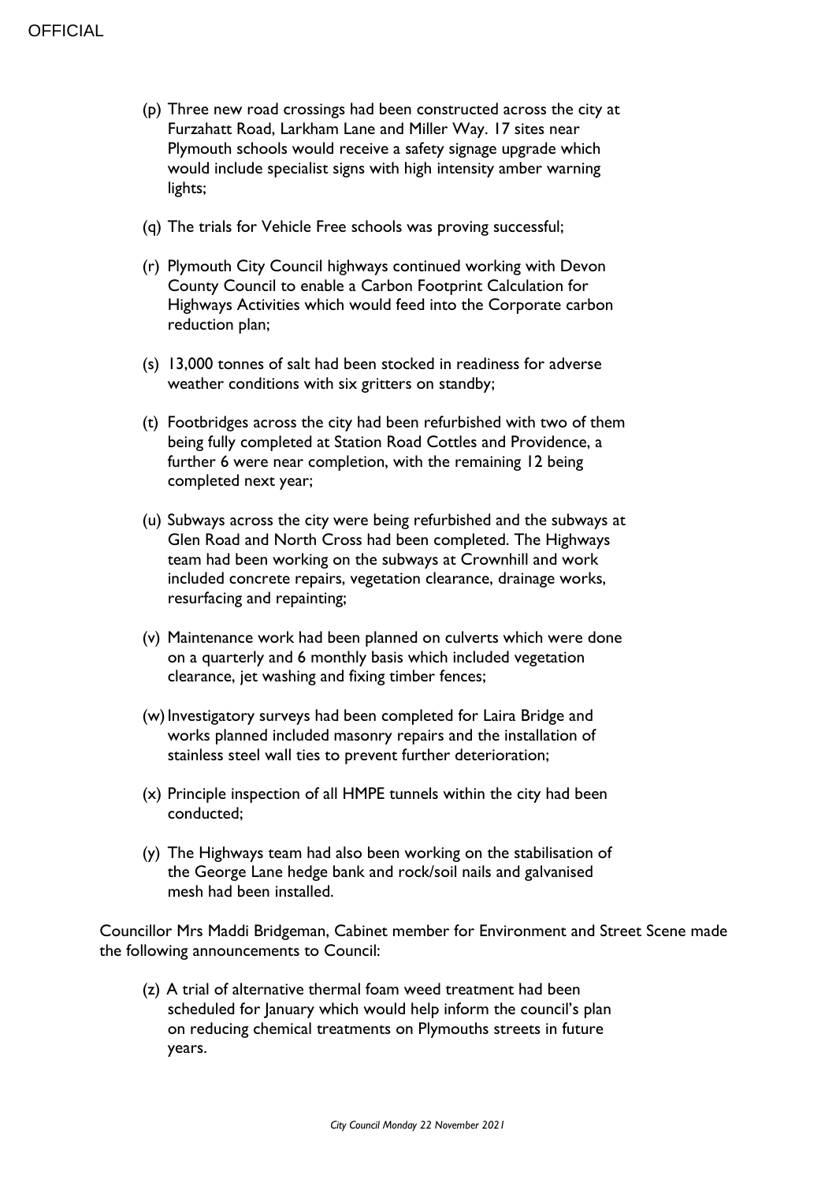(p) Three new road crossings had been constructed across the city at Furzahatt Road, Larkham Lane and Miller Way. 17 sites near Plymouth schools would receive a safety signage upgrade which would include specialist signs with high intensity amber warning lights;

(q) The trials for Vehicle Free schools was proving successful;

(r) Plymouth City Council highways continued working with Devon County Council to enable a Carbon Footprint Calculation for Highways Activities which would feed into the Corporate carbon reduction plan;

(s) 13,000 tonnes of salt had been stocked in readiness for adverse weather conditions with six gritters on standby;

(t) Footbridges across the city had been refurbished with two of them being fully completed at Station Road Cottles and Providence, a further 6 were near completion, with the remaining 12 being completed next year;

(u) Subways across the city were being refurbished and the subways at Glen Road and North Cross had been completed. The Highways team had been working on the subways at Crownhill and work included concrete repairs, vegetation clearance, drainage works, resurfacing and repainting;

(v) Maintenance work had been planned on culverts which were done on a quarterly and 6 monthly basis which included vegetation clearance, jet washing and fixing timber fences;

(w) Investigatory surveys had been completed for Laira Bridge and works planned included masonry repairs and the installation of stainless steel wall ties to prevent further deterioration;

(x) Principle inspection of all HMPE tunnels within the city had been conducted;

(y) The Highways team had also been working on the stabilisation of the George Lane hedge bank and rock/soil nails and galvanised mesh had been installed.

Councillor Mrs Maddi Bridgeman, Cabinet member for Environment and Street Scene made the following announcements to Council:

(z) A trial of alternative thermal foam weed treatment had been scheduled for January which would help inform the council's plan on reducing chemical treatments on Plymouths streets in future years.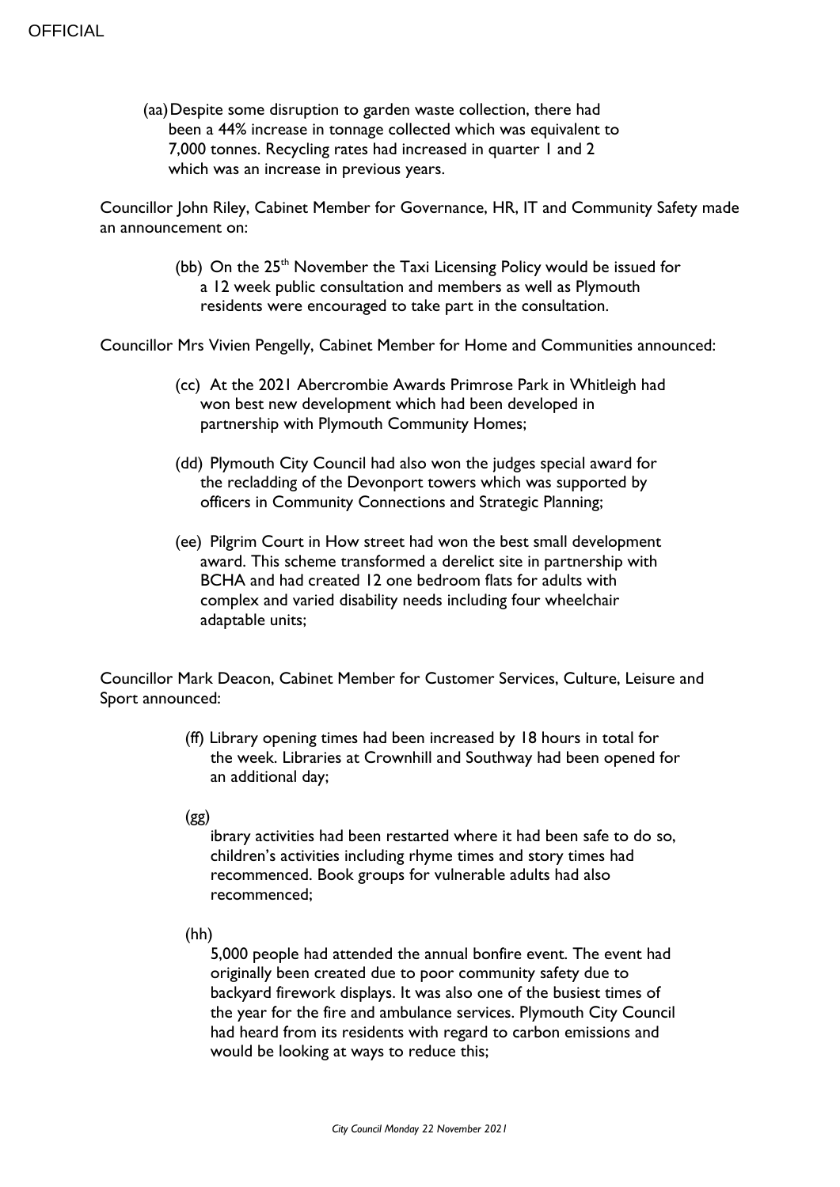(aa) Despite some disruption to garden waste collection, there had been a 44% increase in tonnage collected which was equivalent to 7,000 tonnes. Recycling rates had increased in quarter 1 and 2 which was an increase in previous years.

Councillor John Riley, Cabinet Member for Governance, HR, IT and Community Safety made an announcement on:

(bb) On the 25th November the Taxi Licensing Policy would be issued for a 12 week public consultation and members as well as Plymouth residents were encouraged to take part in the consultation.

Councillor Mrs Vivien Pengelly, Cabinet Member for Home and Communities announced:

(cc) At the 2021 Abercrombie Awards Primrose Park in Whitleigh had won best new development which had been developed in partnership with Plymouth Community Homes;

(dd) Plymouth City Council had also won the judges special award for the recladding of the Devonport towers which was supported by officers in Community Connections and Strategic Planning;

(ee) Pilgrim Court in How street had won the best small development award. This scheme transformed a derelict site in partnership with BCHA and had created 12 one bedroom flats for adults with complex and varied disability needs including four wheelchair adaptable units;

Councillor Mark Deacon, Cabinet Member for Customer Services, Culture, Leisure and Sport announced:

(ff) Library opening times had been increased by 18 hours in total for the week. Libraries at Crownhill and Southway had been opened for an additional day;

(gg) ibrary activities had been restarted where it had been safe to do so, children's activities including rhyme times and story times had recommenced. Book groups for vulnerable adults had also recommenced;

(hh) 5,000 people had attended the annual bonfire event. The event had originally been created due to poor community safety due to backyard firework displays. It was also one of the busiest times of the year for the fire and ambulance services. Plymouth City Council had heard from its residents with regard to carbon emissions and would be looking at ways to reduce this;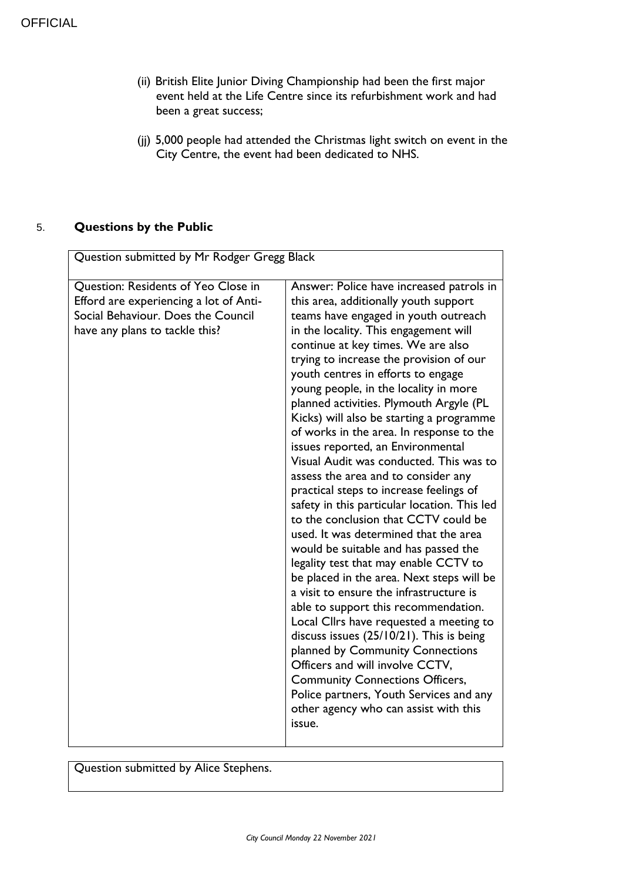(ii) British Elite Junior Diving Championship had been the first major event held at the Life Centre since its refurbishment work and had been a great success;

(jj) 5,000 people had attended the Christmas light switch on event in the City Centre, the event had been dedicated to NHS.

## 5. Questions by the Public

| Question submitted by Mr Rodger Gregg Black | |
|---|---|
| Question: Residents of Yeo Close in Efford are experiencing a lot of Anti-Social Behaviour. Does the Council have any plans to tackle this? | Answer: Police have increased patrols in this area, additionally youth support teams have engaged in youth outreach in the locality. This engagement will continue at key times. We are also trying to increase the provision of our youth centres in efforts to engage young people, in the locality in more planned activities. Plymouth Argyle (PL Kicks) will also be starting a programme of works in the area. In response to the issues reported, an Environmental Visual Audit was conducted. This was to assess the area and to consider any practical steps to increase feelings of safety in this particular location. This led to the conclusion that CCTV could be used. It was determined that the area would be suitable and has passed the legality test that may enable CCTV to be placed in the area. Next steps will be a visit to ensure the infrastructure is able to support this recommendation. Local Cllrs have requested a meeting to discuss issues (25/10/21). This is being planned by Community Connections Officers and will involve CCTV, Community Connections Officers, Police partners, Youth Services and any other agency who can assist with this issue. |

| Question submitted by Alice Stephens. |
|---|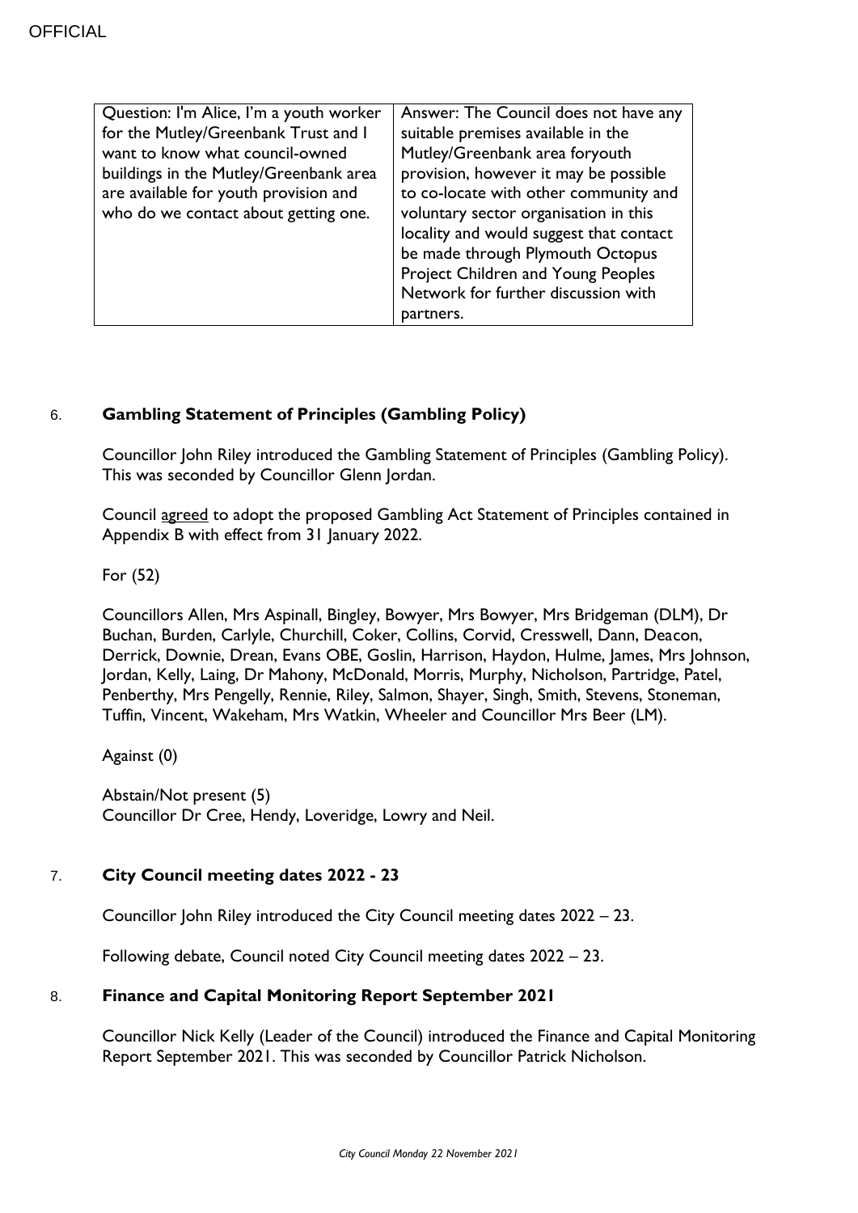| Question: I'm Alice, I'm a youth worker for the Mutley/Greenbank Trust and I want to know what council-owned buildings in the Mutley/Greenbank area are available for youth provision and who do we contact about getting one. | Answer: The Council does not have any suitable premises available in the Mutley/Greenbank area foryouth provision, however it may be possible to co-locate with other community and voluntary sector organisation in this locality and would suggest that contact be made through Plymouth Octopus Project Children and Young Peoples Network for further discussion with partners. |
|---|---|

## 6. Gambling Statement of Principles (Gambling Policy)

Councillor John Riley introduced the Gambling Statement of Principles (Gambling Policy). This was seconded by Councillor Glenn Jordan.

Council agreed to adopt the proposed Gambling Act Statement of Principles contained in Appendix B with effect from 31 January 2022.

For (52)

Councillors Allen, Mrs Aspinall, Bingley, Bowyer, Mrs Bowyer, Mrs Bridgeman (DLM), Dr Buchan, Burden, Carlyle, Churchill, Coker, Collins, Corvid, Cresswell, Dann, Deacon, Derrick, Downie, Drean, Evans OBE, Goslin, Harrison, Haydon, Hulme, James, Mrs Johnson, Jordan, Kelly, Laing, Dr Mahony, McDonald, Morris, Murphy, Nicholson, Partridge, Patel, Penberthy, Mrs Pengelly, Rennie, Riley, Salmon, Shayer, Singh, Smith, Stevens, Stoneman, Tuffin, Vincent, Wakeham, Mrs Watkin, Wheeler and Councillor Mrs Beer (LM).

Against (0)

Abstain/Not present (5)
Councillor Dr Cree, Hendy, Loveridge, Lowry and Neil.

## 7. City Council meeting dates 2022 - 23

Councillor John Riley introduced the City Council meeting dates 2022 – 23.

Following debate, Council noted City Council meeting dates 2022 – 23.

## 8. Finance and Capital Monitoring Report September 2021

Councillor Nick Kelly (Leader of the Council) introduced the Finance and Capital Monitoring Report September 2021. This was seconded by Councillor Patrick Nicholson.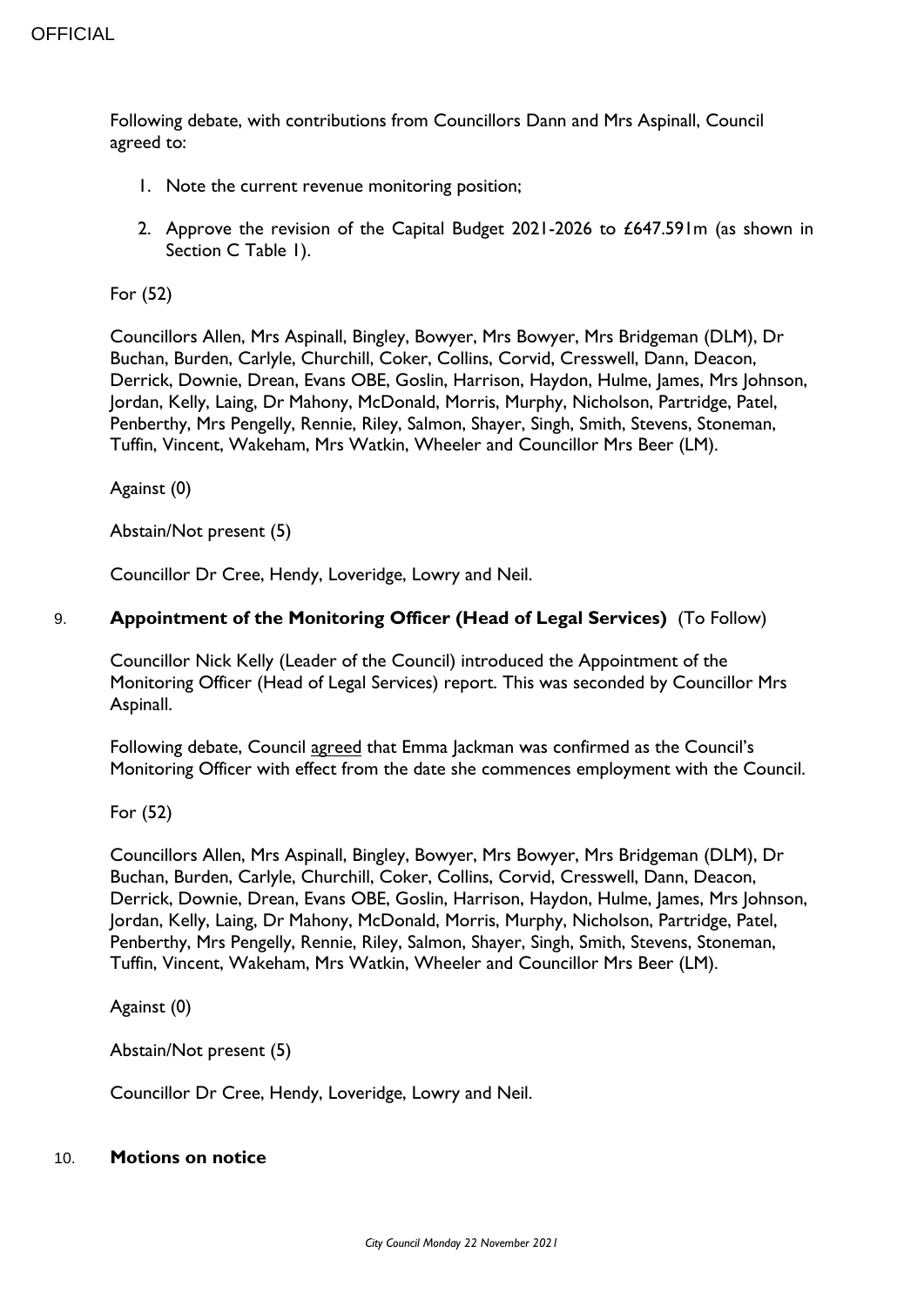Following debate, with contributions from Councillors Dann and Mrs Aspinall, Council agreed to:

1. Note the current revenue monitoring position;
2. Approve the revision of the Capital Budget 2021-2026 to £647.591m (as shown in Section C Table 1).

For (52)

Councillors Allen, Mrs Aspinall, Bingley, Bowyer, Mrs Bowyer, Mrs Bridgeman (DLM), Dr Buchan, Burden, Carlyle, Churchill, Coker, Collins, Corvid, Cresswell, Dann, Deacon, Derrick, Downie, Drean, Evans OBE, Goslin, Harrison, Haydon, Hulme, James, Mrs Johnson, Jordan, Kelly, Laing, Dr Mahony, McDonald, Morris, Murphy, Nicholson, Partridge, Patel, Penberthy, Mrs Pengelly, Rennie, Riley, Salmon, Shayer, Singh, Smith, Stevens, Stoneman, Tuffin, Vincent, Wakeham, Mrs Watkin, Wheeler and Councillor Mrs Beer (LM).

Against (0)

Abstain/Not present (5)

Councillor Dr Cree, Hendy, Loveridge, Lowry and Neil.

## 9. **Appointment of the Monitoring Officer (Head of Legal Services)** (To Follow)

Councillor Nick Kelly (Leader of the Council) introduced the Appointment of the Monitoring Officer (Head of Legal Services) report. This was seconded by Councillor Mrs Aspinall.

Following debate, Council agreed that Emma Jackman was confirmed as the Council's Monitoring Officer with effect from the date she commences employment with the Council.

For (52)

Councillors Allen, Mrs Aspinall, Bingley, Bowyer, Mrs Bowyer, Mrs Bridgeman (DLM), Dr Buchan, Burden, Carlyle, Churchill, Coker, Collins, Corvid, Cresswell, Dann, Deacon, Derrick, Downie, Drean, Evans OBE, Goslin, Harrison, Haydon, Hulme, James, Mrs Johnson, Jordan, Kelly, Laing, Dr Mahony, McDonald, Morris, Murphy, Nicholson, Partridge, Patel, Penberthy, Mrs Pengelly, Rennie, Riley, Salmon, Shayer, Singh, Smith, Stevens, Stoneman, Tuffin, Vincent, Wakeham, Mrs Watkin, Wheeler and Councillor Mrs Beer (LM).

Against (0)

Abstain/Not present (5)

Councillor Dr Cree, Hendy, Loveridge, Lowry and Neil.

## 10. **Motions on notice**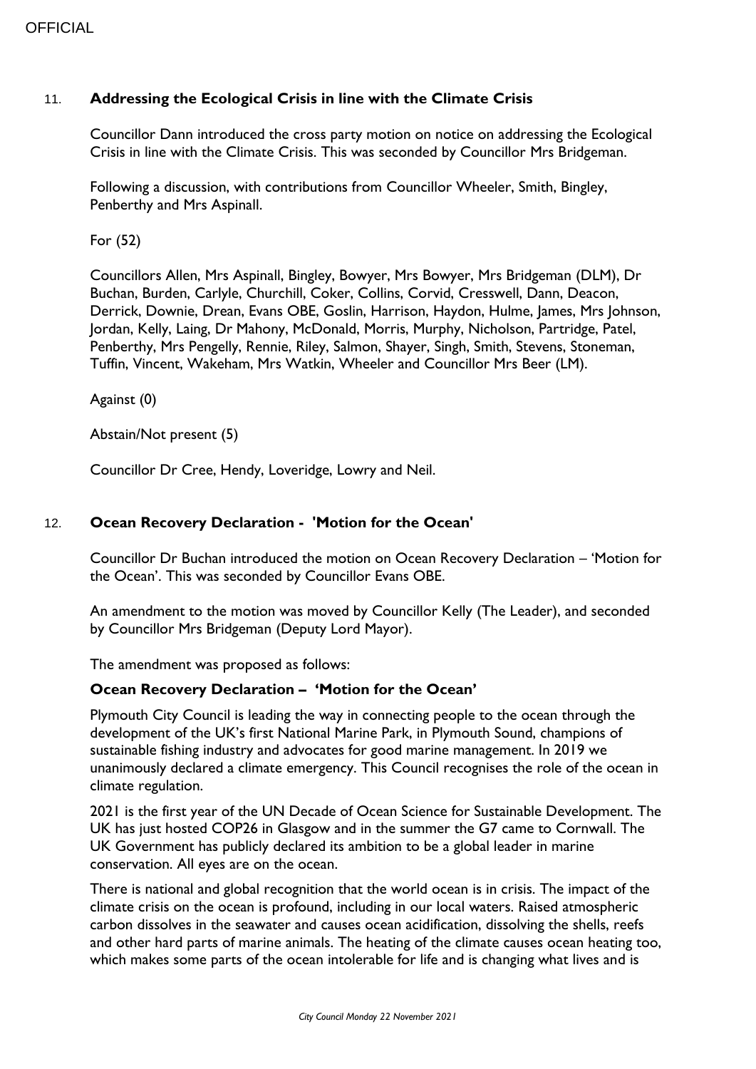## 11. Addressing the Ecological Crisis in line with the Climate Crisis

Councillor Dann introduced the cross party motion on notice on addressing the Ecological Crisis in line with the Climate Crisis. This was seconded by Councillor Mrs Bridgeman.

Following a discussion, with contributions from Councillor Wheeler, Smith, Bingley, Penberthy and Mrs Aspinall.

For (52)

Councillors Allen, Mrs Aspinall, Bingley, Bowyer, Mrs Bowyer, Mrs Bridgeman (DLM), Dr Buchan, Burden, Carlyle, Churchill, Coker, Collins, Corvid, Cresswell, Dann, Deacon, Derrick, Downie, Drean, Evans OBE, Goslin, Harrison, Haydon, Hulme, James, Mrs Johnson, Jordan, Kelly, Laing, Dr Mahony, McDonald, Morris, Murphy, Nicholson, Partridge, Patel, Penberthy, Mrs Pengelly, Rennie, Riley, Salmon, Shayer, Singh, Smith, Stevens, Stoneman, Tuffin, Vincent, Wakeham, Mrs Watkin, Wheeler and Councillor Mrs Beer (LM).

Against (0)

Abstain/Not present (5)

Councillor Dr Cree, Hendy, Loveridge, Lowry and Neil.

## 12. Ocean Recovery Declaration - 'Motion for the Ocean'

Councillor Dr Buchan introduced the motion on Ocean Recovery Declaration – 'Motion for the Ocean'. This was seconded by Councillor Evans OBE.

An amendment to the motion was moved by Councillor Kelly (The Leader), and seconded by Councillor Mrs Bridgeman (Deputy Lord Mayor).

The amendment was proposed as follows:

### Ocean Recovery Declaration – 'Motion for the Ocean'

Plymouth City Council is leading the way in connecting people to the ocean through the development of the UK's first National Marine Park, in Plymouth Sound, champions of sustainable fishing industry and advocates for good marine management. In 2019 we unanimously declared a climate emergency. This Council recognises the role of the ocean in climate regulation.

2021 is the first year of the UN Decade of Ocean Science for Sustainable Development. The UK has just hosted COP26 in Glasgow and in the summer the G7 came to Cornwall. The UK Government has publicly declared its ambition to be a global leader in marine conservation. All eyes are on the ocean.

There is national and global recognition that the world ocean is in crisis. The impact of the climate crisis on the ocean is profound, including in our local waters. Raised atmospheric carbon dissolves in the seawater and causes ocean acidification, dissolving the shells, reefs and other hard parts of marine animals. The heating of the climate causes ocean heating too, which makes some parts of the ocean intolerable for life and is changing what lives and is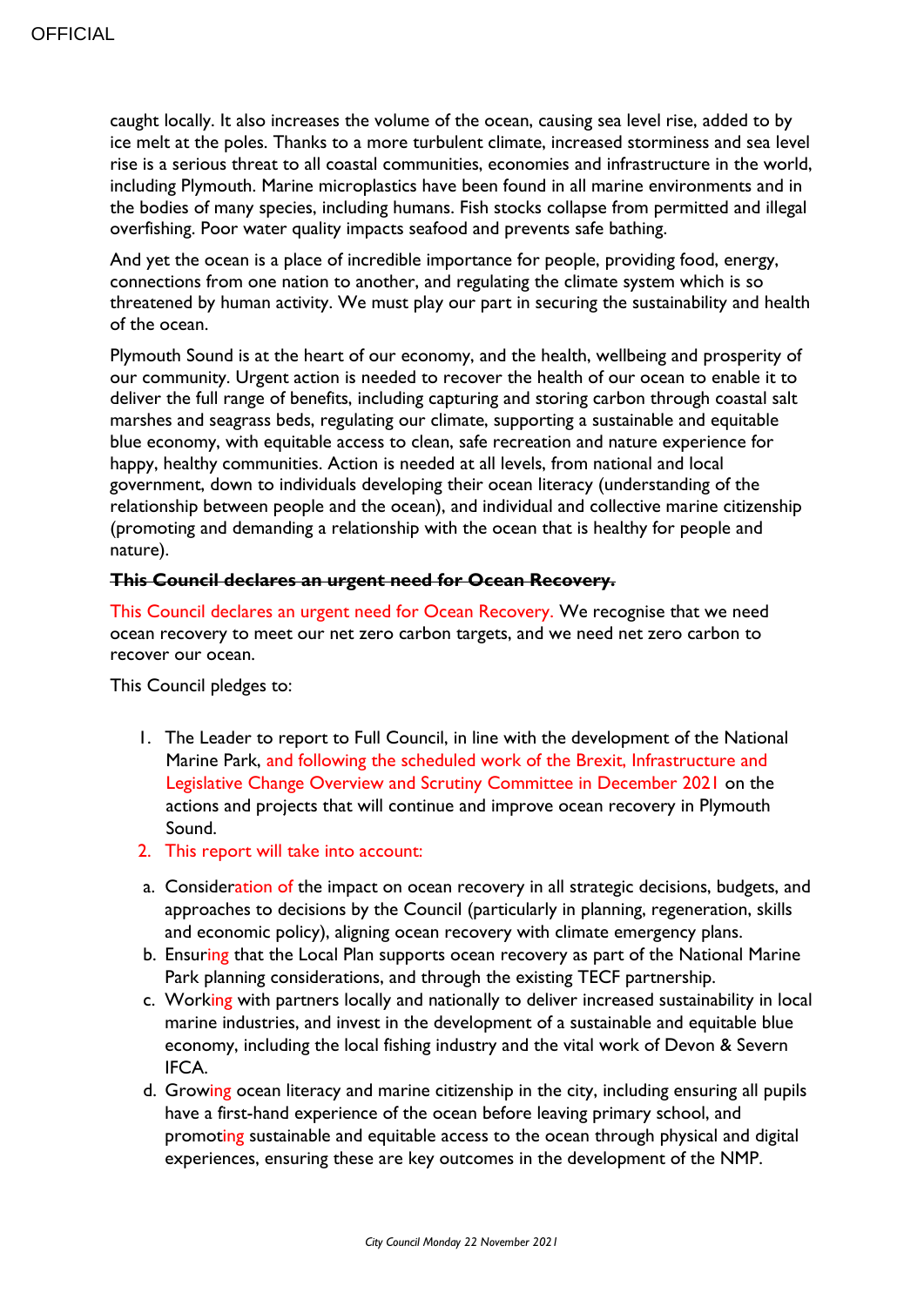caught locally. It also increases the volume of the ocean, causing sea level rise, added to by ice melt at the poles. Thanks to a more turbulent climate, increased storminess and sea level rise is a serious threat to all coastal communities, economies and infrastructure in the world, including Plymouth. Marine microplastics have been found in all marine environments and in the bodies of many species, including humans. Fish stocks collapse from permitted and illegal overfishing. Poor water quality impacts seafood and prevents safe bathing.

And yet the ocean is a place of incredible importance for people, providing food, energy, connections from one nation to another, and regulating the climate system which is so threatened by human activity. We must play our part in securing the sustainability and health of the ocean.

Plymouth Sound is at the heart of our economy, and the health, wellbeing and prosperity of our community. Urgent action is needed to recover the health of our ocean to enable it to deliver the full range of benefits, including capturing and storing carbon through coastal salt marshes and seagrass beds, regulating our climate, supporting a sustainable and equitable blue economy, with equitable access to clean, safe recreation and nature experience for happy, healthy communities. Action is needed at all levels, from national and local government, down to individuals developing their ocean literacy (understanding of the relationship between people and the ocean), and individual and collective marine citizenship (promoting and demanding a relationship with the ocean that is healthy for people and nature).

~~**This Council declares an urgent need for Ocean Recovery.**~~

This Council declares an urgent need for Ocean Recovery. We recognise that we need ocean recovery to meet our net zero carbon targets, and we need net zero carbon to recover our ocean.

This Council pledges to:

1. The Leader to report to Full Council, in line with the development of the National Marine Park, and following the scheduled work of the Brexit, Infrastructure and Legislative Change Overview and Scrutiny Committee in December 2021 on the actions and projects that will continue and improve ocean recovery in Plymouth Sound.
2. This report will take into account:

a. Consideration of the impact on ocean recovery in all strategic decisions, budgets, and approaches to decisions by the Council (particularly in planning, regeneration, skills and economic policy), aligning ocean recovery with climate emergency plans.

b. Ensuring that the Local Plan supports ocean recovery as part of the National Marine Park planning considerations, and through the existing TECF partnership.

c. Working with partners locally and nationally to deliver increased sustainability in local marine industries, and invest in the development of a sustainable and equitable blue economy, including the local fishing industry and the vital work of Devon & Severn IFCA.

d. Growing ocean literacy and marine citizenship in the city, including ensuring all pupils have a first-hand experience of the ocean before leaving primary school, and promoting sustainable and equitable access to the ocean through physical and digital experiences, ensuring these are key outcomes in the development of the NMP.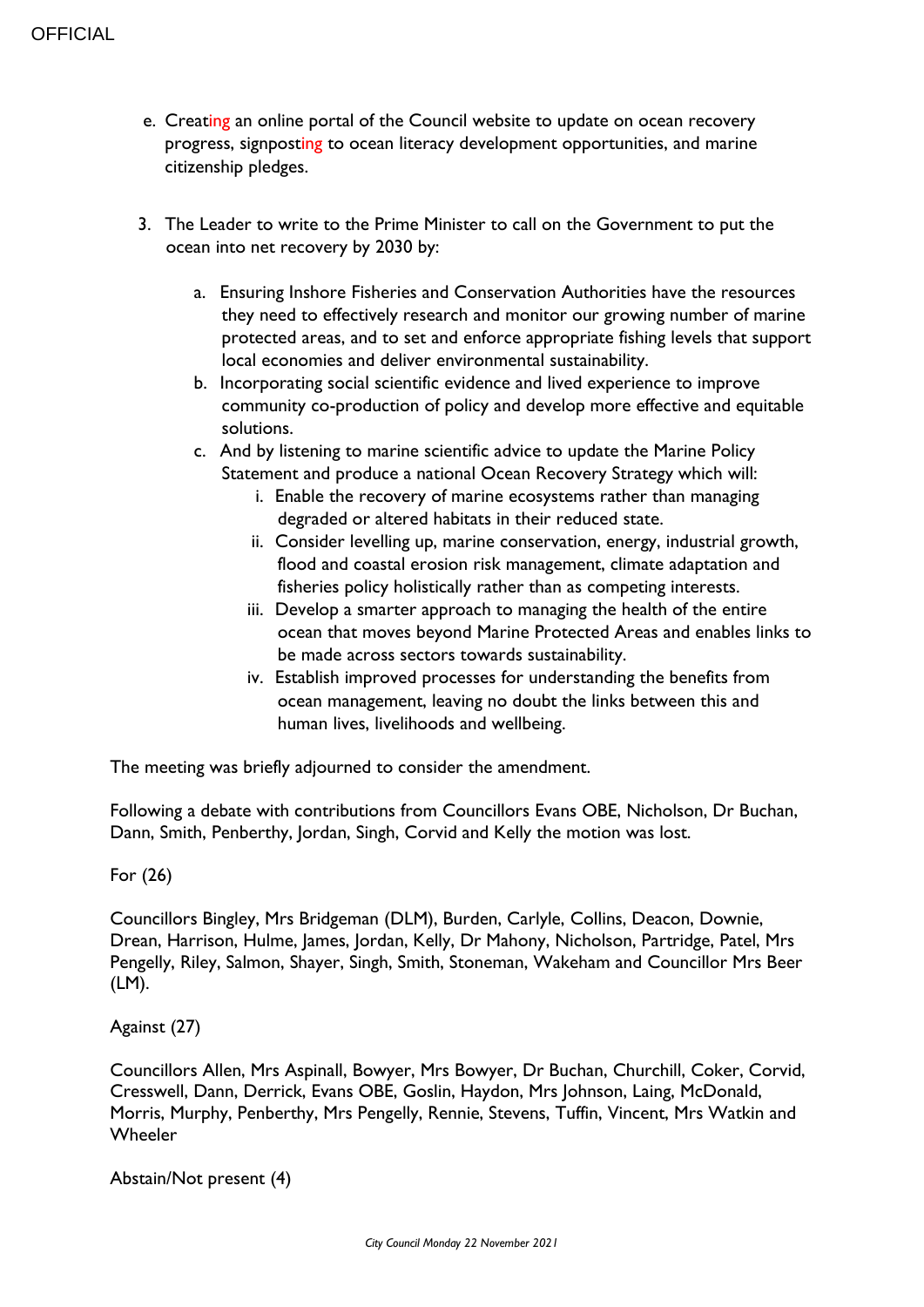e. Creating an online portal of the Council website to update on ocean recovery progress, signposting to ocean literacy development opportunities, and marine citizenship pledges.

3. The Leader to write to the Prime Minister to call on the Government to put the ocean into net recovery by 2030 by:

   a. Ensuring Inshore Fisheries and Conservation Authorities have the resources they need to effectively research and monitor our growing number of marine protected areas, and to set and enforce appropriate fishing levels that support local economies and deliver environmental sustainability.
   b. Incorporating social scientific evidence and lived experience to improve community co-production of policy and develop more effective and equitable solutions.
   c. And by listening to marine scientific advice to update the Marine Policy Statement and produce a national Ocean Recovery Strategy which will:
      i. Enable the recovery of marine ecosystems rather than managing degraded or altered habitats in their reduced state.
      ii. Consider levelling up, marine conservation, energy, industrial growth, flood and coastal erosion risk management, climate adaptation and fisheries policy holistically rather than as competing interests.
      iii. Develop a smarter approach to managing the health of the entire ocean that moves beyond Marine Protected Areas and enables links to be made across sectors towards sustainability.
      iv. Establish improved processes for understanding the benefits from ocean management, leaving no doubt the links between this and human lives, livelihoods and wellbeing.

The meeting was briefly adjourned to consider the amendment.

Following a debate with contributions from Councillors Evans OBE, Nicholson, Dr Buchan, Dann, Smith, Penberthy, Jordan, Singh, Corvid and Kelly the motion was lost.

For (26)

Councillors Bingley, Mrs Bridgeman (DLM), Burden, Carlyle, Collins, Deacon, Downie, Drean, Harrison, Hulme, James, Jordan, Kelly, Dr Mahony, Nicholson, Partridge, Patel, Mrs Pengelly, Riley, Salmon, Shayer, Singh, Smith, Stoneman, Wakeham and Councillor Mrs Beer (LM).

Against (27)

Councillors Allen, Mrs Aspinall, Bowyer, Mrs Bowyer, Dr Buchan, Churchill, Coker, Corvid, Cresswell, Dann, Derrick, Evans OBE, Goslin, Haydon, Mrs Johnson, Laing, McDonald, Morris, Murphy, Penberthy, Mrs Pengelly, Rennie, Stevens, Tuffin, Vincent, Mrs Watkin and Wheeler

Abstain/Not present (4)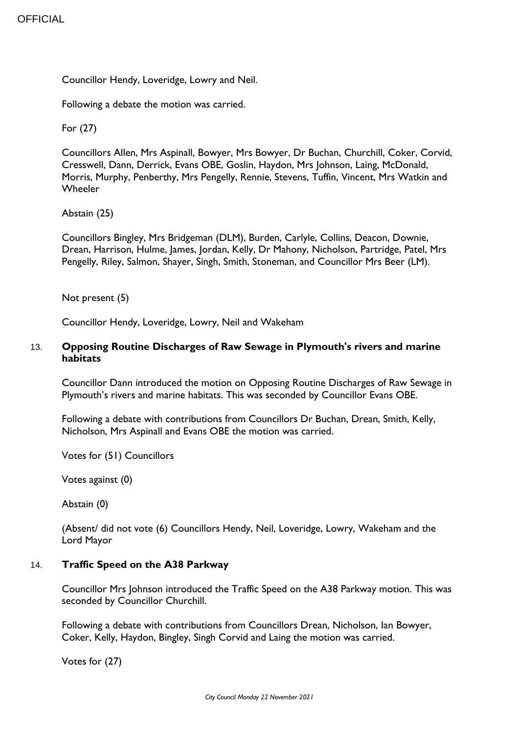Councillor Hendy, Loveridge, Lowry and Neil.

Following a debate the motion was carried.

For (27)

Councillors Allen, Mrs Aspinall, Bowyer, Mrs Bowyer, Dr Buchan, Churchill, Coker, Corvid, Cresswell, Dann, Derrick, Evans OBE, Goslin, Haydon, Mrs Johnson, Laing, McDonald, Morris, Murphy, Penberthy, Mrs Pengelly, Rennie, Stevens, Tuffin, Vincent, Mrs Watkin and Wheeler

Abstain (25)

Councillors Bingley, Mrs Bridgeman (DLM), Burden, Carlyle, Collins, Deacon, Downie, Drean, Harrison, Hulme, James, Jordan, Kelly, Dr Mahony, Nicholson, Partridge, Patel, Mrs Pengelly, Riley, Salmon, Shayer, Singh, Smith, Stoneman, and Councillor Mrs Beer (LM).

Not present (5)

Councillor Hendy, Loveridge, Lowry, Neil and Wakeham

## 13. Opposing Routine Discharges of Raw Sewage in Plymouth's rivers and marine habitats

Councillor Dann introduced the motion on Opposing Routine Discharges of Raw Sewage in Plymouth's rivers and marine habitats. This was seconded by Councillor Evans OBE.

Following a debate with contributions from Councillors Dr Buchan, Drean, Smith, Kelly, Nicholson, Mrs Aspinall and Evans OBE the motion was carried.

Votes for (51) Councillors

Votes against (0)

Abstain (0)

(Absent/ did not vote (6) Councillors Hendy, Neil, Loveridge, Lowry, Wakeham and the Lord Mayor

## 14. Traffic Speed on the A38 Parkway

Councillor Mrs Johnson introduced the Traffic Speed on the A38 Parkway motion. This was seconded by Councillor Churchill.

Following a debate with contributions from Councillors Drean, Nicholson, Ian Bowyer, Coker, Kelly, Haydon, Bingley, Singh Corvid and Laing the motion was carried.

Votes for (27)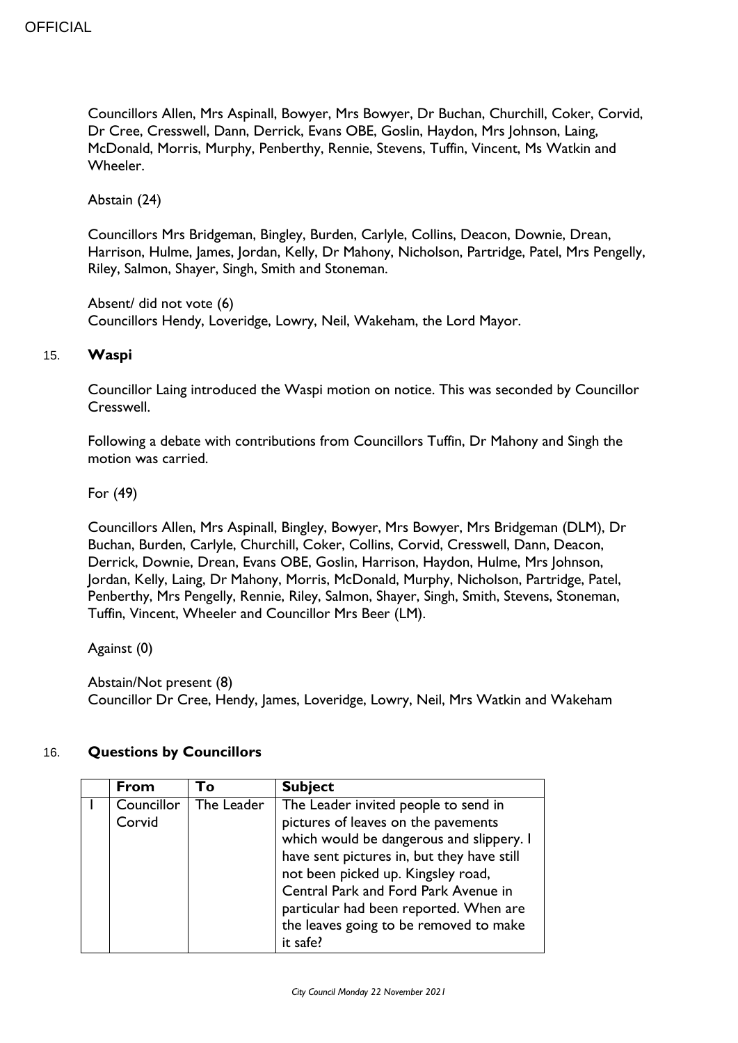Councillors Allen, Mrs Aspinall, Bowyer, Mrs Bowyer, Dr Buchan, Churchill, Coker, Corvid, Dr Cree, Cresswell, Dann, Derrick, Evans OBE, Goslin, Haydon, Mrs Johnson, Laing, McDonald, Morris, Murphy, Penberthy, Rennie, Stevens, Tuffin, Vincent, Ms Watkin and Wheeler.

Abstain (24)

Councillors Mrs Bridgeman, Bingley, Burden, Carlyle, Collins, Deacon, Downie, Drean, Harrison, Hulme, James, Jordan, Kelly, Dr Mahony, Nicholson, Partridge, Patel, Mrs Pengelly, Riley, Salmon, Shayer, Singh, Smith and Stoneman.

Absent/ did not vote (6)
Councillors Hendy, Loveridge, Lowry, Neil, Wakeham, the Lord Mayor.

## 15. Waspi

Councillor Laing introduced the Waspi motion on notice. This was seconded by Councillor Cresswell.

Following a debate with contributions from Councillors Tuffin, Dr Mahony and Singh the motion was carried.

For (49)

Councillors Allen, Mrs Aspinall, Bingley, Bowyer, Mrs Bowyer, Mrs Bridgeman (DLM), Dr Buchan, Burden, Carlyle, Churchill, Coker, Collins, Corvid, Cresswell, Dann, Deacon, Derrick, Downie, Drean, Evans OBE, Goslin, Harrison, Haydon, Hulme, Mrs Johnson, Jordan, Kelly, Laing, Dr Mahony, Morris, McDonald, Murphy, Nicholson, Partridge, Patel, Penberthy, Mrs Pengelly, Rennie, Riley, Salmon, Shayer, Singh, Smith, Stevens, Stoneman, Tuffin, Vincent, Wheeler and Councillor Mrs Beer (LM).

Against (0)

Abstain/Not present (8)
Councillor Dr Cree, Hendy, James, Loveridge, Lowry, Neil, Mrs Watkin and Wakeham

## 16. Questions by Councillors

| | From | To | Subject |
|---|---|---|---|
| 1 | Councillor Corvid | The Leader | The Leader invited people to send in pictures of leaves on the pavements which would be dangerous and slippery. I have sent pictures in, but they have still not been picked up. Kingsley road, Central Park and Ford Park Avenue in particular had been reported. When are the leaves going to be removed to make it safe? |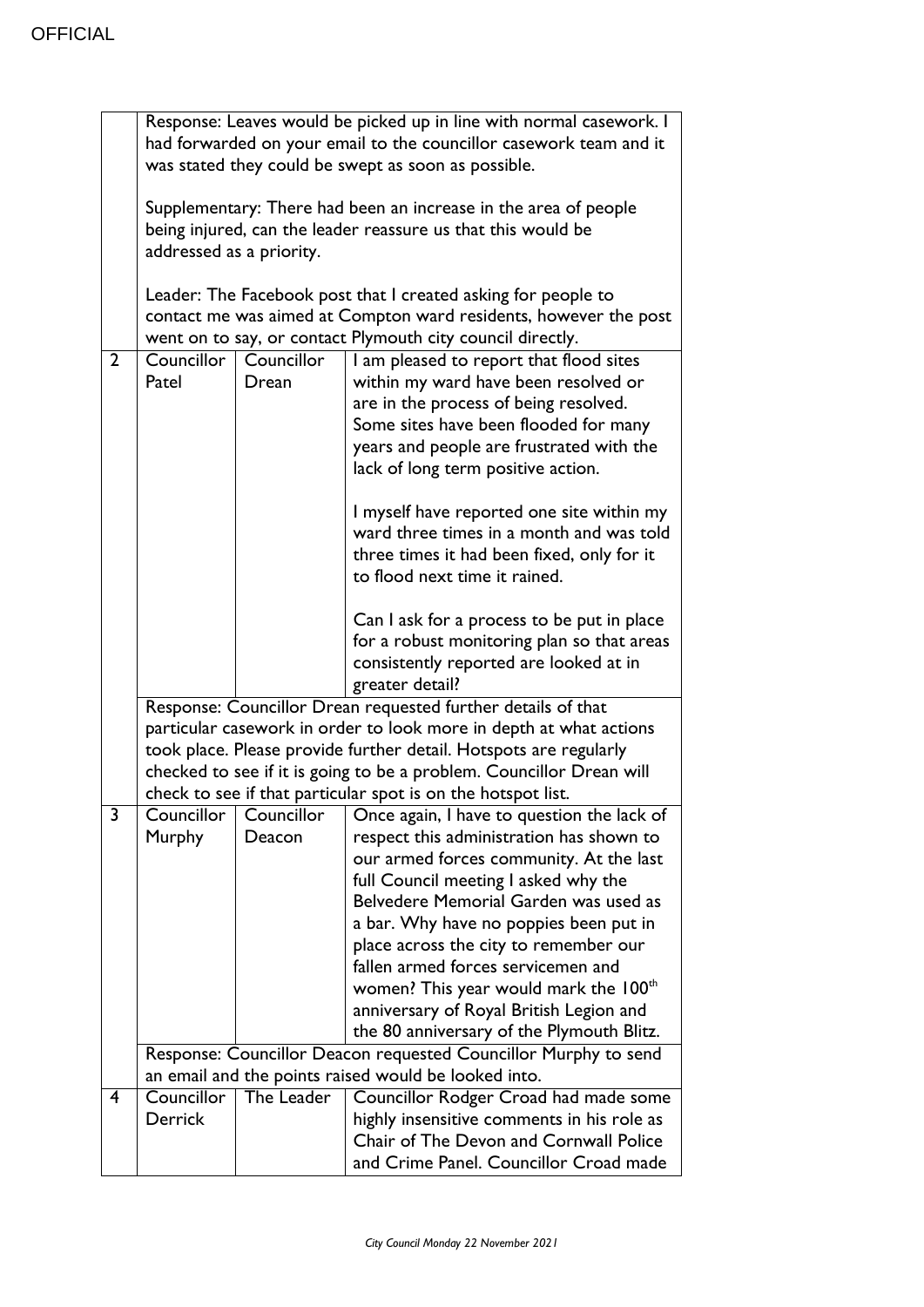| | | | |
|---|---|---|---|
| | Response: Leaves would be picked up in line with normal casework. I had forwarded on your email to the councillor casework team and it was stated they could be swept as soon as possible.<br><br>Supplementary: There had been an increase in the area of people being injured, can the leader reassure us that this would be addressed as a priority.<br><br>Leader: The Facebook post that I created asking for people to contact me was aimed at Compton ward residents, however the post went on to say, or contact Plymouth city council directly. | | |
| 2 | Councillor Patel | Councillor Drean | I am pleased to report that flood sites within my ward have been resolved or are in the process of being resolved. Some sites have been flooded for many years and people are frustrated with the lack of long term positive action.<br><br>I myself have reported one site within my ward three times in a month and was told three times it had been fixed, only for it to flood next time it rained.<br><br>Can I ask for a process to be put in place for a robust monitoring plan so that areas consistently reported are looked at in greater detail? |
| | Response: Councillor Drean requested further details of that particular casework in order to look more in depth at what actions took place. Please provide further detail. Hotspots are regularly checked to see if it is going to be a problem. Councillor Drean will check to see if that particular spot is on the hotspot list. | | |
| 3 | Councillor Murphy | Councillor Deacon | Once again, I have to question the lack of respect this administration has shown to our armed forces community. At the last full Council meeting I asked why the Belvedere Memorial Garden was used as a bar. Why have no poppies been put in place across the city to remember our fallen armed forces servicemen and women? This year would mark the 100th anniversary of Royal British Legion and the 80 anniversary of the Plymouth Blitz. |
| | Response: Councillor Deacon requested Councillor Murphy to send an email and the points raised would be looked into. | | |
| 4 | Councillor Derrick | The Leader | Councillor Rodger Croad had made some highly insensitive comments in his role as Chair of The Devon and Cornwall Police and Crime Panel. Councillor Croad made |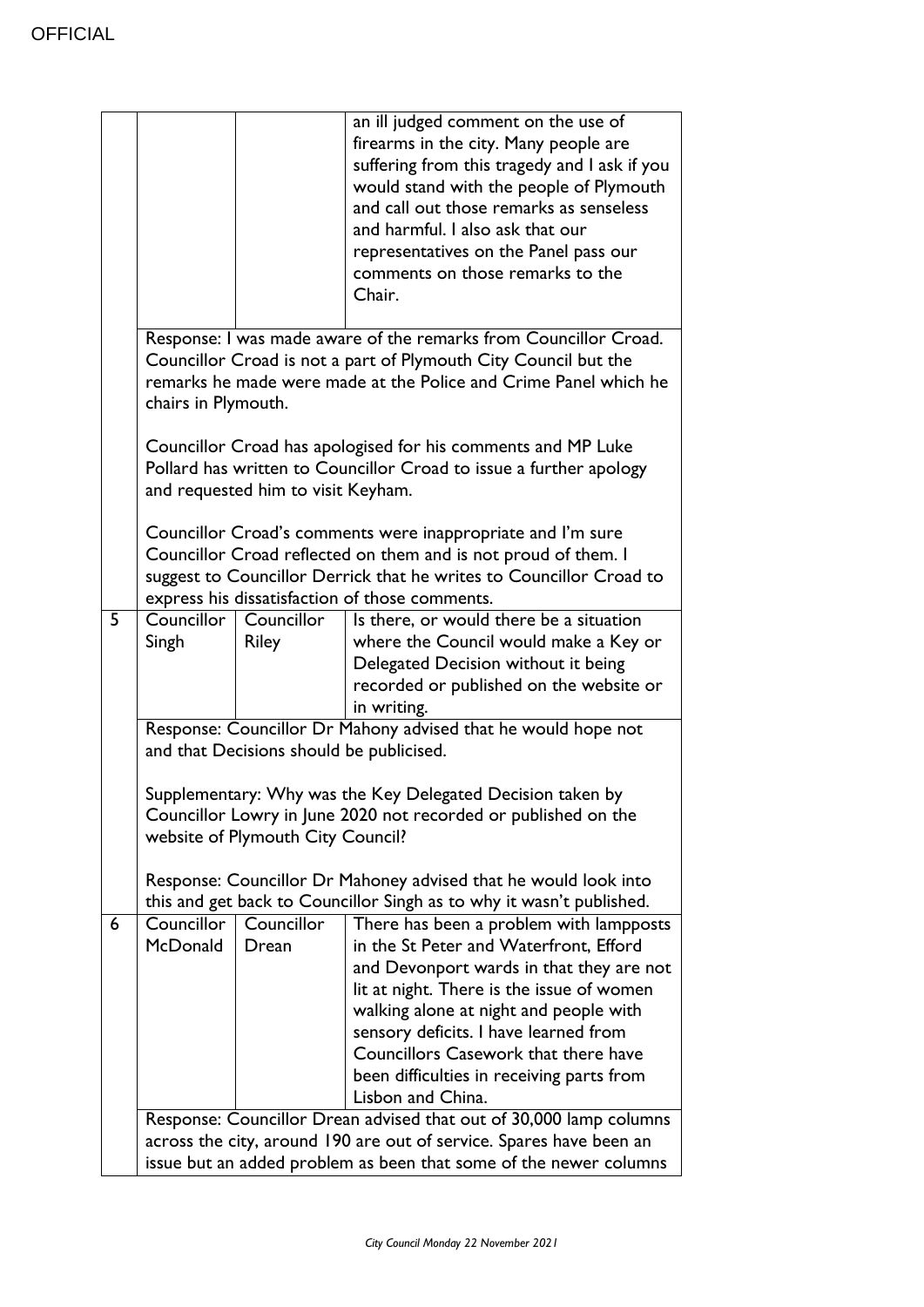OFFICIAL

| | | | |
|---|---|---|---|
| | | | an ill judged comment on the use of firearms in the city. Many people are suffering from this tragedy and I ask if you would stand with the people of Plymouth and call out those remarks as senseless and harmful. I also ask that our representatives on the Panel pass our comments on those remarks to the Chair. |
| | Response: I was made aware of the remarks from Councillor Croad. Councillor Croad is not a part of Plymouth City Council but the remarks he made were made at the Police and Crime Panel which he chairs in Plymouth.<br><br>Councillor Croad has apologised for his comments and MP Luke Pollard has written to Councillor Croad to issue a further apology and requested him to visit Keyham.<br><br>Councillor Croad's comments were inappropriate and I'm sure Councillor Croad reflected on them and is not proud of them. I suggest to Councillor Derrick that he writes to Councillor Croad to express his dissatisfaction of those comments. | | |
| 5 | Councillor Singh | Councillor Riley | Is there, or would there be a situation where the Council would make a Key or Delegated Decision without it being recorded or published on the website or in writing. |
| | Response: Councillor Dr Mahony advised that he would hope not and that Decisions should be publicised.<br><br>Supplementary: Why was the Key Delegated Decision taken by Councillor Lowry in June 2020 not recorded or published on the website of Plymouth City Council?<br><br>Response: Councillor Dr Mahoney advised that he would look into this and get back to Councillor Singh as to why it wasn't published. | | |
| 6 | Councillor McDonald | Councillor Drean | There has been a problem with lampposts in the St Peter and Waterfront, Efford and Devonport wards in that they are not lit at night. There is the issue of women walking alone at night and people with sensory deficits. I have learned from Councillors Casework that there have been difficulties in receiving parts from Lisbon and China. |
| | Response: Councillor Drean advised that out of 30,000 lamp columns across the city, around 190 are out of service. Spares have been an issue but an added problem as been that some of the newer columns | | |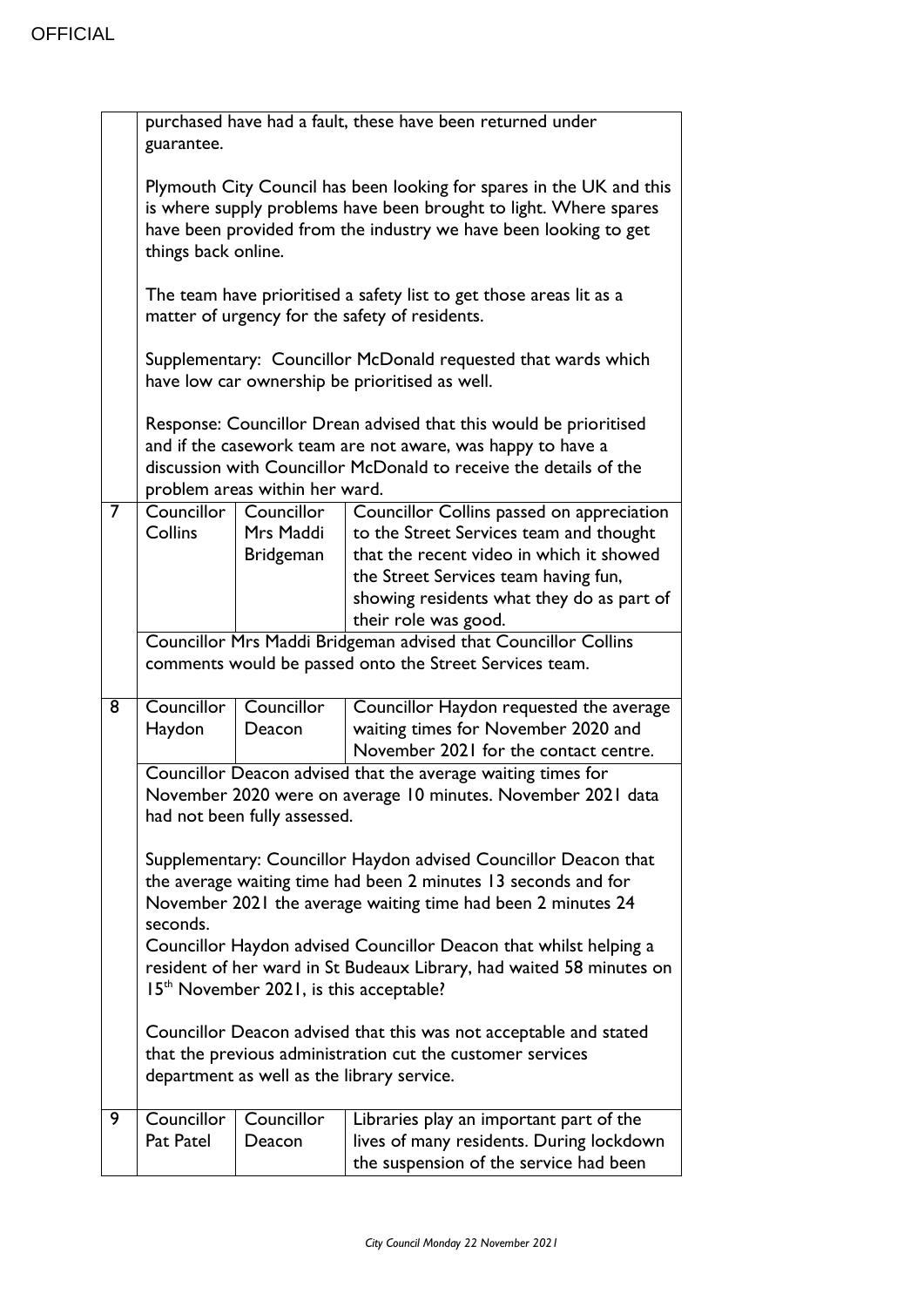| | | | |
|---|---|---|---|
| | purchased have had a fault, these have been returned under guarantee.<br><br>Plymouth City Council has been looking for spares in the UK and this is where supply problems have been brought to light. Where spares have been provided from the industry we have been looking to get things back online.<br><br>The team have prioritised a safety list to get those areas lit as a matter of urgency for the safety of residents.<br><br>Supplementary: Councillor McDonald requested that wards which have low car ownership be prioritised as well.<br><br>Response: Councillor Drean advised that this would be prioritised and if the casework team are not aware, was happy to have a discussion with Councillor McDonald to receive the details of the problem areas within her ward. | | |
| 7 | Councillor Collins | Councillor Mrs Maddi Bridgeman | Councillor Collins passed on appreciation to the Street Services team and thought that the recent video in which it showed the Street Services team having fun, showing residents what they do as part of their role was good. |
| | Councillor Mrs Maddi Bridgeman advised that Councillor Collins comments would be passed onto the Street Services team. | | |
| 8 | Councillor Haydon | Councillor Deacon | Councillor Haydon requested the average waiting times for November 2020 and November 2021 for the contact centre. |
| | Councillor Deacon advised that the average waiting times for November 2020 were on average 10 minutes. November 2021 data had not been fully assessed.<br><br>Supplementary: Councillor Haydon advised Councillor Deacon that the average waiting time had been 2 minutes 13 seconds and for November 2021 the average waiting time had been 2 minutes 24 seconds.<br>Councillor Haydon advised Councillor Deacon that whilst helping a resident of her ward in St Budeaux Library, had waited 58 minutes on 15th November 2021, is this acceptable?<br><br>Councillor Deacon advised that this was not acceptable and stated that the previous administration cut the customer services department as well as the library service. | | |
| 9 | Councillor Pat Patel | Councillor Deacon | Libraries play an important part of the lives of many residents. During lockdown the suspension of the service had been |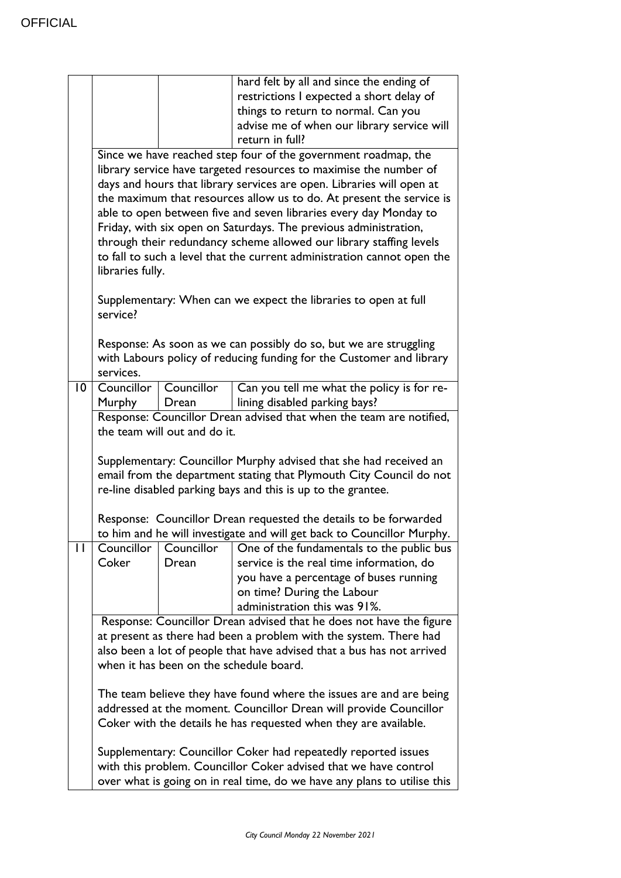| | | | |
|---|---|---|---|
| | | | hard felt by all and since the ending of restrictions I expected a short delay of things to return to normal. Can you advise me of when our library service will return in full? |
| | Since we have reached step four of the government roadmap, the library service have targeted resources to maximise the number of days and hours that library services are open. Libraries will open at the maximum that resources allow us to do. At present the service is able to open between five and seven libraries every day Monday to Friday, with six open on Saturdays. The previous administration, through their redundancy scheme allowed our library staffing levels to fall to such a level that the current administration cannot open the libraries fully.<br><br>Supplementary: When can we expect the libraries to open at full service?<br><br>Response: As soon as we can possibly do so, but we are struggling with Labours policy of reducing funding for the Customer and library services. | | |
| 10 | Councillor Murphy | Councillor Drean | Can you tell me what the policy is for re-lining disabled parking bays? |
| | Response: Councillor Drean advised that when the team are notified, the team will out and do it.<br><br>Supplementary: Councillor Murphy advised that she had received an email from the department stating that Plymouth City Council do not re-line disabled parking bays and this is up to the grantee.<br><br>Response: Councillor Drean requested the details to be forwarded to him and he will investigate and will get back to Councillor Murphy. | | |
| 11 | Councillor Coker | Councillor Drean | One of the fundamentals to the public bus service is the real time information, do you have a percentage of buses running on time? During the Labour administration this was 91%. |
| | Response: Councillor Drean advised that he does not have the figure at present as there had been a problem with the system. There had also been a lot of people that have advised that a bus has not arrived when it has been on the schedule board.<br><br>The team believe they have found where the issues are and are being addressed at the moment. Councillor Drean will provide Councillor Coker with the details he has requested when they are available.<br><br>Supplementary: Councillor Coker had repeatedly reported issues with this problem. Councillor Coker advised that we have control over what is going on in real time, do we have any plans to utilise this | | |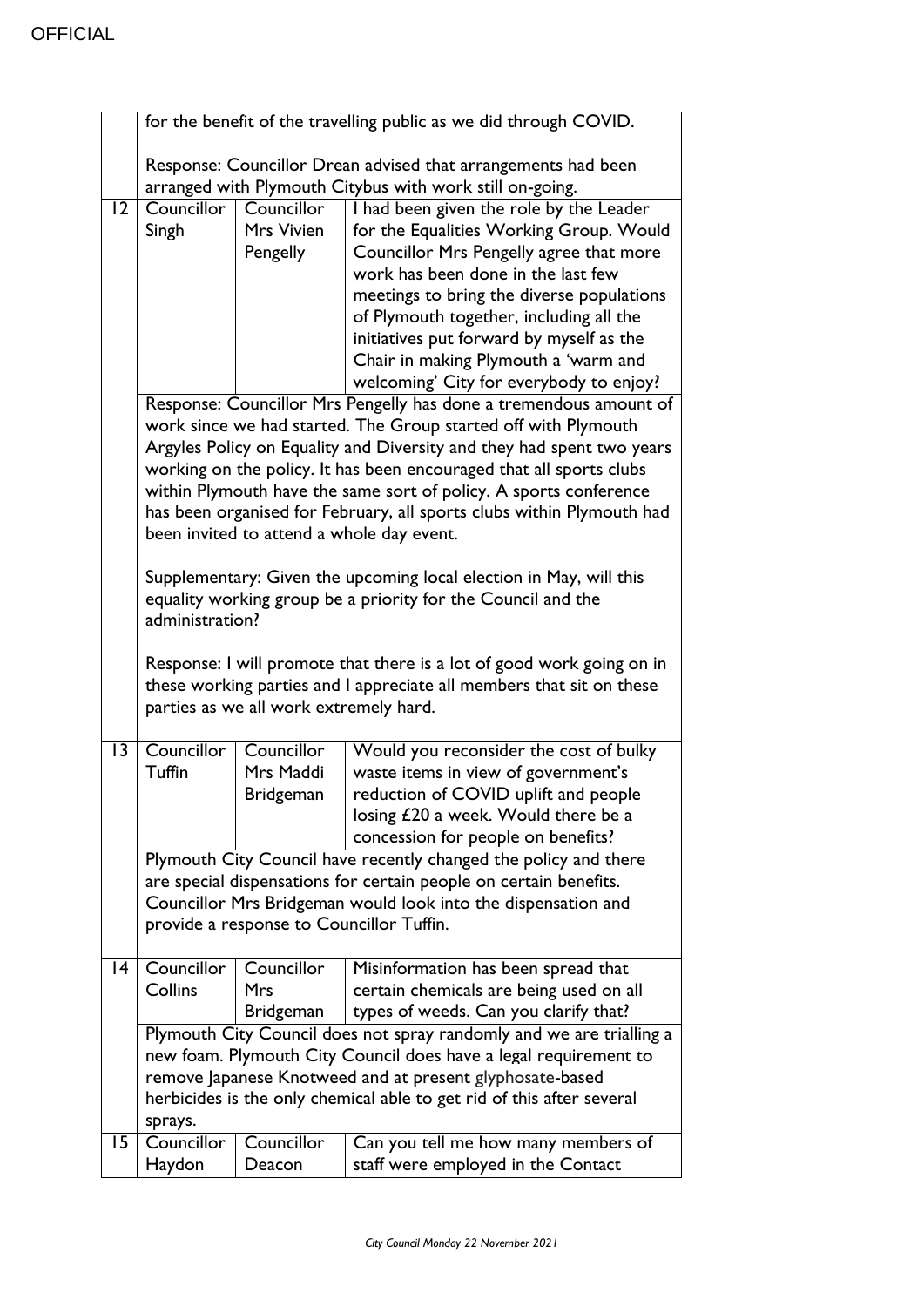OFFICIAL

| | | | |
|---|---|---|---|
| | for the benefit of the travelling public as we did through COVID.<br><br>Response: Councillor Drean advised that arrangements had been arranged with Plymouth Citybus with work still on-going. | | |
| 12 | Councillor Singh | Councillor Mrs Vivien Pengelly | I had been given the role by the Leader for the Equalities Working Group. Would Councillor Mrs Pengelly agree that more work has been done in the last few meetings to bring the diverse populations of Plymouth together, including all the initiatives put forward by myself as the Chair in making Plymouth a 'warm and welcoming' City for everybody to enjoy? |
| | Response: Councillor Mrs Pengelly has done a tremendous amount of work since we had started. The Group started off with Plymouth Argyles Policy on Equality and Diversity and they had spent two years working on the policy. It has been encouraged that all sports clubs within Plymouth have the same sort of policy. A sports conference has been organised for February, all sports clubs within Plymouth had been invited to attend a whole day event.<br><br>Supplementary: Given the upcoming local election in May, will this equality working group be a priority for the Council and the administration?<br><br>Response: I will promote that there is a lot of good work going on in these working parties and I appreciate all members that sit on these parties as we all work extremely hard. | | |
| 13 | Councillor Tuffin | Councillor Mrs Maddi Bridgeman | Would you reconsider the cost of bulky waste items in view of government's reduction of COVID uplift and people losing £20 a week. Would there be a concession for people on benefits? |
| | Plymouth City Council have recently changed the policy and there are special dispensations for certain people on certain benefits. Councillor Mrs Bridgeman would look into the dispensation and provide a response to Councillor Tuffin. | | |
| 14 | Councillor Collins | Councillor Mrs Bridgeman | Misinformation has been spread that certain chemicals are being used on all types of weeds. Can you clarify that? |
| | Plymouth City Council does not spray randomly and we are trialling a new foam. Plymouth City Council does have a legal requirement to remove Japanese Knotweed and at present glyphosate-based herbicides is the only chemical able to get rid of this after several sprays. | | |
| 15 | Councillor Haydon | Councillor Deacon | Can you tell me how many members of staff were employed in the Contact |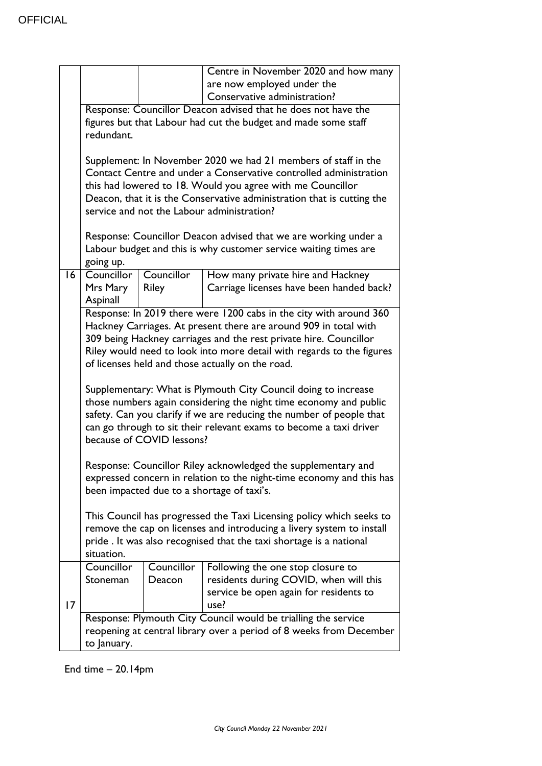| | | | |
|---|---|---|---|
| | | | Centre in November 2020 and how many are now employed under the Conservative administration? |
| | Response: Councillor Deacon advised that he does not have the figures but that Labour had cut the budget and made some staff redundant.<br><br>Supplement: In November 2020 we had 21 members of staff in the Contact Centre and under a Conservative controlled administration this had lowered to 18. Would you agree with me Councillor Deacon, that it is the Conservative administration that is cutting the service and not the Labour administration?<br><br>Response: Councillor Deacon advised that we are working under a Labour budget and this is why customer service waiting times are going up. | | |
| 16 | Councillor Mrs Mary Aspinall | Councillor Riley | How many private hire and Hackney Carriage licenses have been handed back? |
| | Response: In 2019 there were 1200 cabs in the city with around 360 Hackney Carriages. At present there are around 909 in total with 309 being Hackney carriages and the rest private hire. Councillor Riley would need to look into more detail with regards to the figures of licenses held and those actually on the road.<br><br>Supplementary: What is Plymouth City Council doing to increase those numbers again considering the night time economy and public safety. Can you clarify if we are reducing the number of people that can go through to sit their relevant exams to become a taxi driver because of COVID lessons?<br><br>Response: Councillor Riley acknowledged the supplementary and expressed concern in relation to the night-time economy and this has been impacted due to a shortage of taxi's.<br><br>This Council has progressed the Taxi Licensing policy which seeks to remove the cap on licenses and introducing a livery system to install pride . It was also recognised that the taxi shortage is a national situation. | | |
| 17 | Councillor Stoneman | Councillor Deacon | Following the one stop closure to residents during COVID, when will this service be open again for residents to use? |
| | Response: Plymouth City Council would be trialling the service reopening at central library over a period of 8 weeks from December to January. | | |

End time – 20.14pm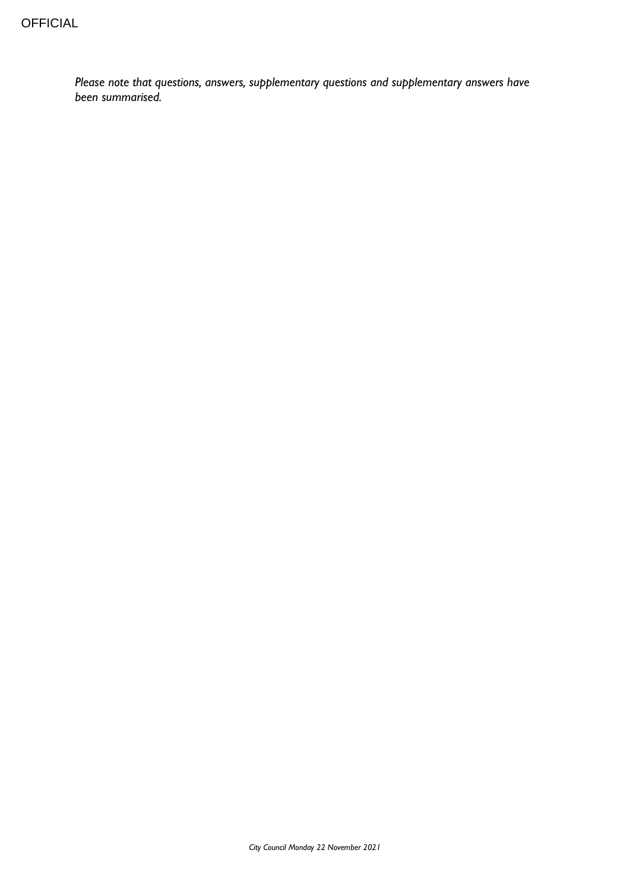*Please note that questions, answers, supplementary questions and supplementary answers have been summarised.*